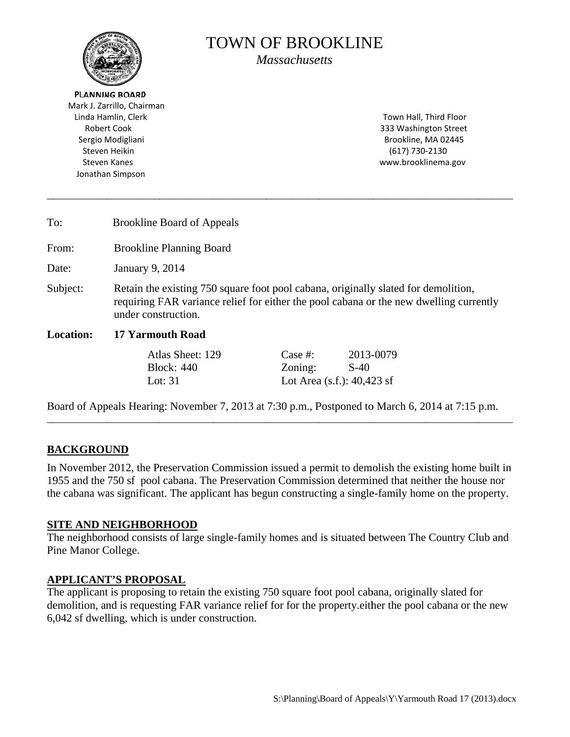# TOWN OF BROOKLINE

*Massachusetts*

**PLANNING BOARD**
Mark J. Zarrillo, Chairman
Linda Hamlin, Clerk
Robert Cook
Sergio Modigliani
Steven Heikin
Steven Kanes
Jonathan Simpson

Town Hall, Third Floor
333 Washington Street
Brookline, MA 02445
(617) 730-2130
www.brooklinema.gov

---

To: Brookline Board of Appeals

From: Brookline Planning Board

Date: January 9, 2014

Subject: Retain the existing 750 square foot pool cabana, originally slated for demolition, requiring FAR variance relief for either the pool cabana or the new dwelling currently under construction.

**Location: 17 Yarmouth Road**

| | | |
|---|---|---|
| Atlas Sheet: 129 | Case #: | 2013-0079 |
| Block: 440 | Zoning: | S-40 |
| Lot: 31 | Lot Area (s.f.): 40,423 sf | |

Board of Appeals Hearing: November 7, 2013 at 7:30 p.m., Postponed to March 6, 2014 at 7:15 p.m.

---

## BACKGROUND

In November 2012, the Preservation Commission issued a permit to demolish the existing home built in 1955 and the 750 sf pool cabana. The Preservation Commission determined that neither the house nor the cabana was significant. The applicant has begun constructing a single-family home on the property.

## SITE AND NEIGHBORHOOD

The neighborhood consists of large single-family homes and is situated between The Country Club and Pine Manor College.

## APPLICANT'S PROPOSAL

The applicant is proposing to retain the existing 750 square foot pool cabana, originally slated for demolition, and is requesting FAR variance relief for for the property.either the pool cabana or the new 6,042 sf dwelling, which is under construction.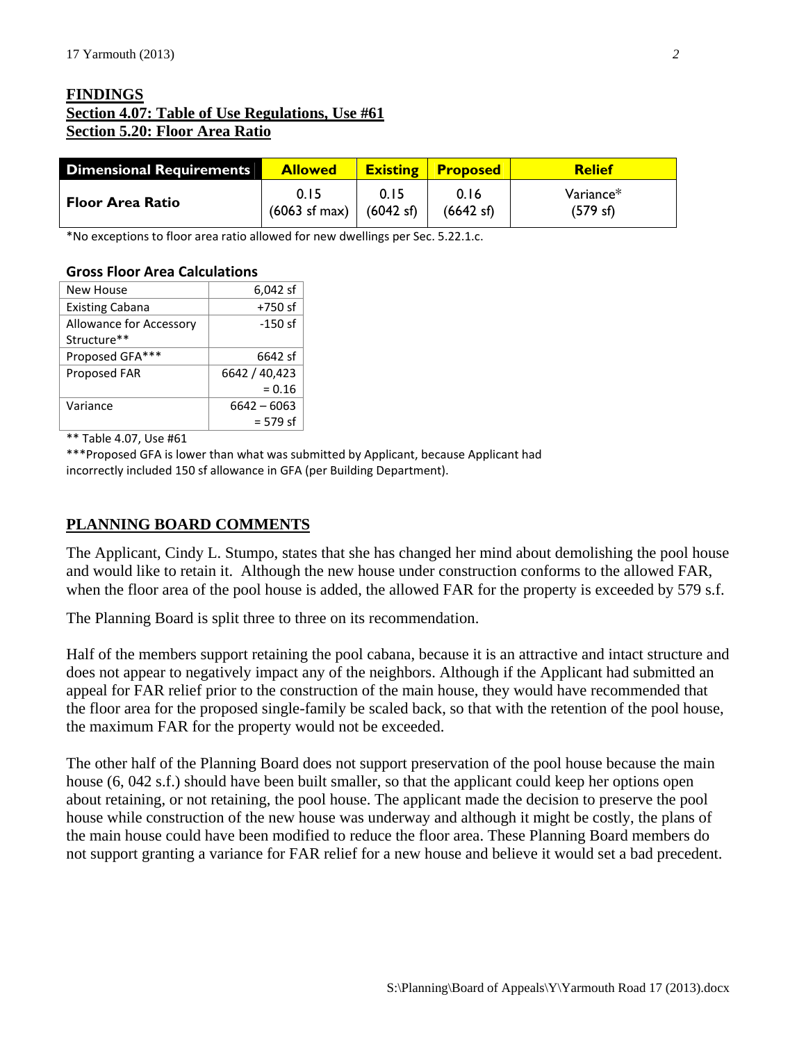**FINDINGS**
**Section 4.07: Table of Use Regulations, Use #61**
**Section 5.20: Floor Area Ratio**

| Dimensional Requirements | Allowed | Existing | Proposed | Relief |
|---|---|---|---|---|
| Floor Area Ratio | 0.15 (6063 sf max) | 0.15 (6042 sf) | 0.16 (6642 sf) | Variance* (579 sf) |

*No exceptions to floor area ratio allowed for new dwellings per Sec. 5.22.1.c.

**Gross Floor Area Calculations**

| | |
|---|---|
| New House | 6,042 sf |
| Existing Cabana | +750 sf |
| Allowance for Accessory Structure** | -150 sf |
| Proposed GFA*** | 6642 sf |
| Proposed FAR | 6642 / 40,423 = 0.16 |
| Variance | 6642 – 6063 = 579 sf |

** Table 4.07, Use #61

***Proposed GFA is lower than what was submitted by Applicant, because Applicant had incorrectly included 150 sf allowance in GFA (per Building Department).

**PLANNING BOARD COMMENTS**

The Applicant, Cindy L. Stumpo, states that she has changed her mind about demolishing the pool house and would like to retain it. Although the new house under construction conforms to the allowed FAR, when the floor area of the pool house is added, the allowed FAR for the property is exceeded by 579 s.f.

The Planning Board is split three to three on its recommendation.

Half of the members support retaining the pool cabana, because it is an attractive and intact structure and does not appear to negatively impact any of the neighbors. Although if the Applicant had submitted an appeal for FAR relief prior to the construction of the main house, they would have recommended that the floor area for the proposed single-family be scaled back, so that with the retention of the pool house, the maximum FAR for the property would not be exceeded.

The other half of the Planning Board does not support preservation of the pool house because the main house (6, 042 s.f.) should have been built smaller, so that the applicant could keep her options open about retaining, or not retaining, the pool house. The applicant made the decision to preserve the pool house while construction of the new house was underway and although it might be costly, the plans of the main house could have been modified to reduce the floor area. These Planning Board members do not support granting a variance for FAR relief for a new house and believe it would set a bad precedent.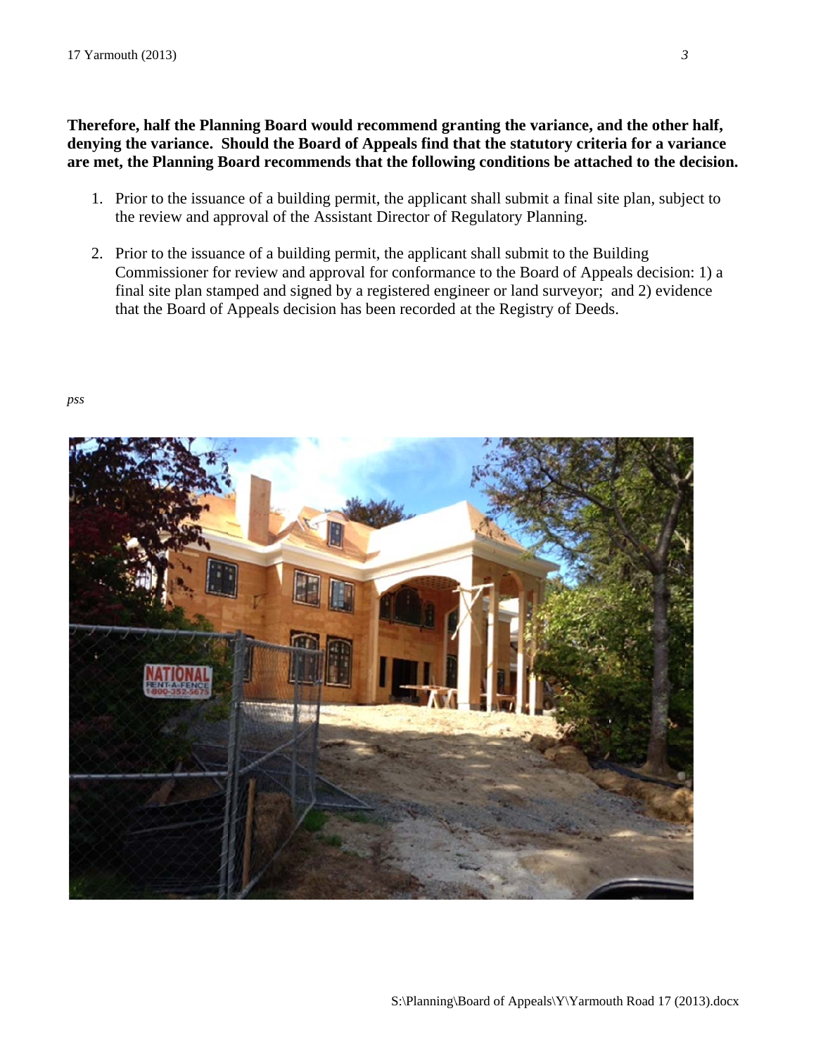**Therefore, half the Planning Board would recommend granting the variance, and the other half, denying the variance. Should the Board of Appeals find that the statutory criteria for a variance are met, the Planning Board recommends that the following conditions be attached to the decision.**

1. Prior to the issuance of a building permit, the applicant shall submit a final site plan, subject to the review and approval of the Assistant Director of Regulatory Planning.

2. Prior to the issuance of a building permit, the applicant shall submit to the Building Commissioner for review and approval for conformance to the Board of Appeals decision: 1) a final site plan stamped and signed by a registered engineer or land surveyor; and 2) evidence that the Board of Appeals decision has been recorded at the Registry of Deeds.

*pss*